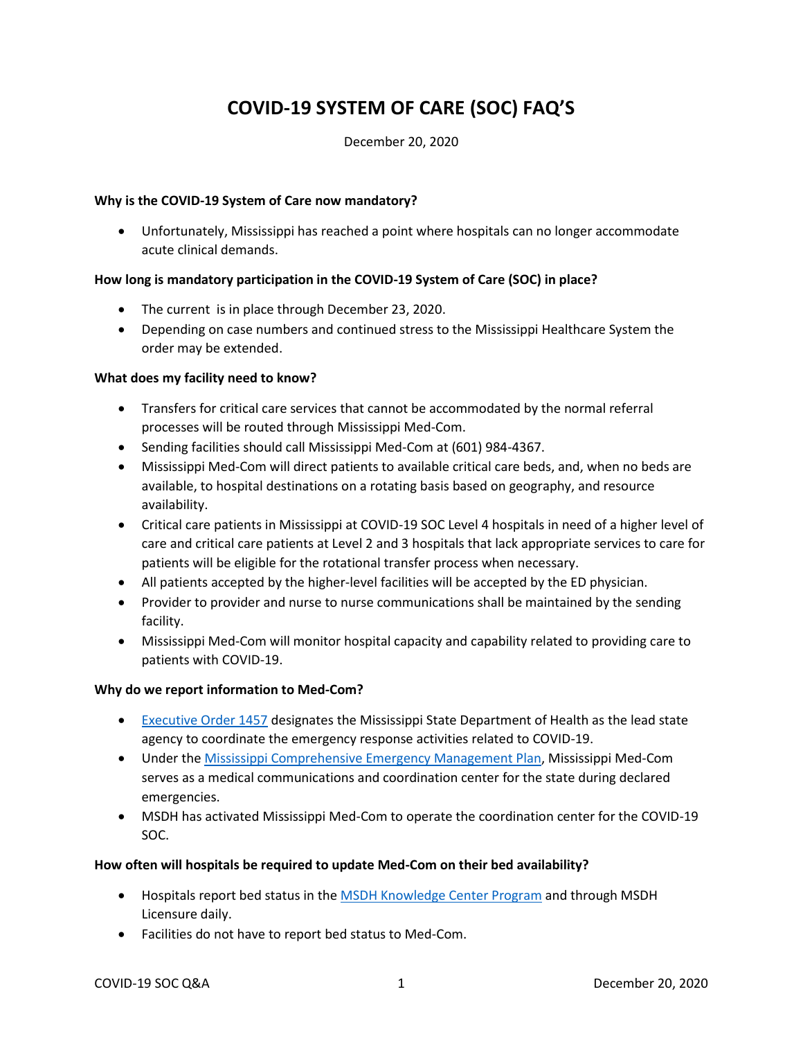# COVID-19 SYSTEM OF CARE (SOC) FAQ'S

December 20, 2020

**Why is the COVID-19 System of Care now mandatory?**

- Unfortunately, Mississippi has reached a point where hospitals can no longer accommodate acute clinical demands.

**How long is mandatory participation in the COVID-19 System of Care (SOC) in place?**

- The current  is in place through December 23, 2020.
- Depending on case numbers and continued stress to the Mississippi Healthcare System the order may be extended.

**What does my facility need to know?**

- Transfers for critical care services that cannot be accommodated by the normal referral processes will be routed through Mississippi Med-Com.
- Sending facilities should call Mississippi Med-Com at (601) 984-4367.
- Mississippi Med-Com will direct patients to available critical care beds, and, when no beds are available, to hospital destinations on a rotating basis based on geography, and resource availability.
- Critical care patients in Mississippi at COVID-19 SOC Level 4 hospitals in need of a higher level of care and critical care patients at Level 2 and 3 hospitals that lack appropriate services to care for patients will be eligible for the rotational transfer process when necessary.
- All patients accepted by the higher-level facilities will be accepted by the ED physician.
- Provider to provider and nurse to nurse communications shall be maintained by the sending facility.
- Mississippi Med-Com will monitor hospital capacity and capability related to providing care to patients with COVID-19.

**Why do we report information to Med-Com?**

- Executive Order 1457 designates the Mississippi State Department of Health as the lead state agency to coordinate the emergency response activities related to COVID-19.
- Under the Mississippi Comprehensive Emergency Management Plan, Mississippi Med-Com serves as a medical communications and coordination center for the state during declared emergencies.
- MSDH has activated Mississippi Med-Com to operate the coordination center for the COVID-19 SOC.

**How often will hospitals be required to update Med-Com on their bed availability?**

- Hospitals report bed status in the MSDH Knowledge Center Program and through MSDH Licensure daily.
- Facilities do not have to report bed status to Med-Com.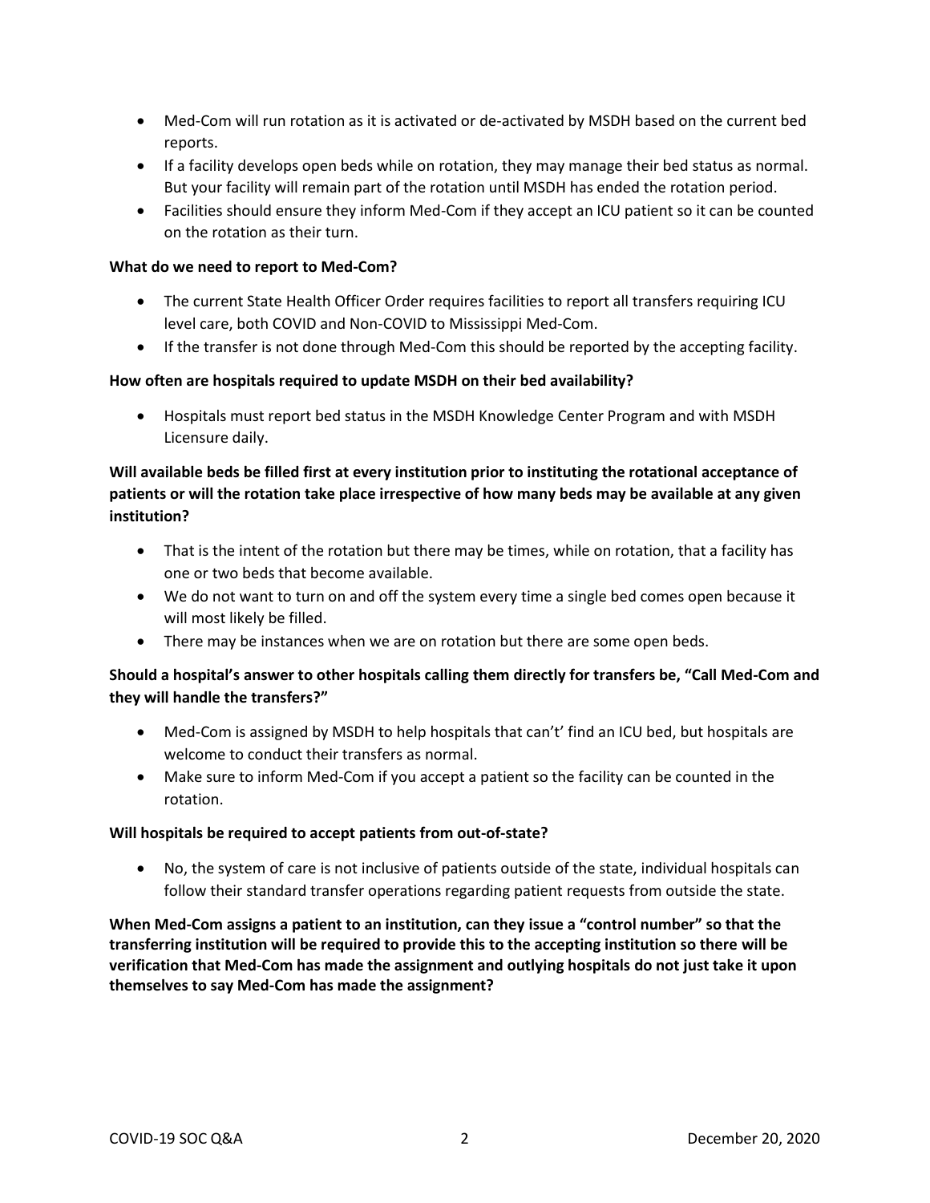- Med-Com will run rotation as it is activated or de-activated by MSDH based on the current bed reports.
- If a facility develops open beds while on rotation, they may manage their bed status as normal. But your facility will remain part of the rotation until MSDH has ended the rotation period.
- Facilities should ensure they inform Med-Com if they accept an ICU patient so it can be counted on the rotation as their turn.

**What do we need to report to Med-Com?**

- The current State Health Officer Order requires facilities to report all transfers requiring ICU level care, both COVID and Non-COVID to Mississippi Med-Com.
- If the transfer is not done through Med-Com this should be reported by the accepting facility.

**How often are hospitals required to update MSDH on their bed availability?**

- Hospitals must report bed status in the MSDH Knowledge Center Program and with MSDH Licensure daily.

**Will available beds be filled first at every institution prior to instituting the rotational acceptance of patients or will the rotation take place irrespective of how many beds may be available at any given institution?**

- That is the intent of the rotation but there may be times, while on rotation, that a facility has one or two beds that become available.
- We do not want to turn on and off the system every time a single bed comes open because it will most likely be filled.
- There may be instances when we are on rotation but there are some open beds.

**Should a hospital's answer to other hospitals calling them directly for transfers be, "Call Med-Com and they will handle the transfers?"**

- Med-Com is assigned by MSDH to help hospitals that can't' find an ICU bed, but hospitals are welcome to conduct their transfers as normal.
- Make sure to inform Med-Com if you accept a patient so the facility can be counted in the rotation.

**Will hospitals be required to accept patients from out-of-state?**

- No, the system of care is not inclusive of patients outside of the state, individual hospitals can follow their standard transfer operations regarding patient requests from outside the state.

**When Med-Com assigns a patient to an institution, can they issue a "control number" so that the transferring institution will be required to provide this to the accepting institution so there will be verification that Med-Com has made the assignment and outlying hospitals do not just take it upon themselves to say Med-Com has made the assignment?**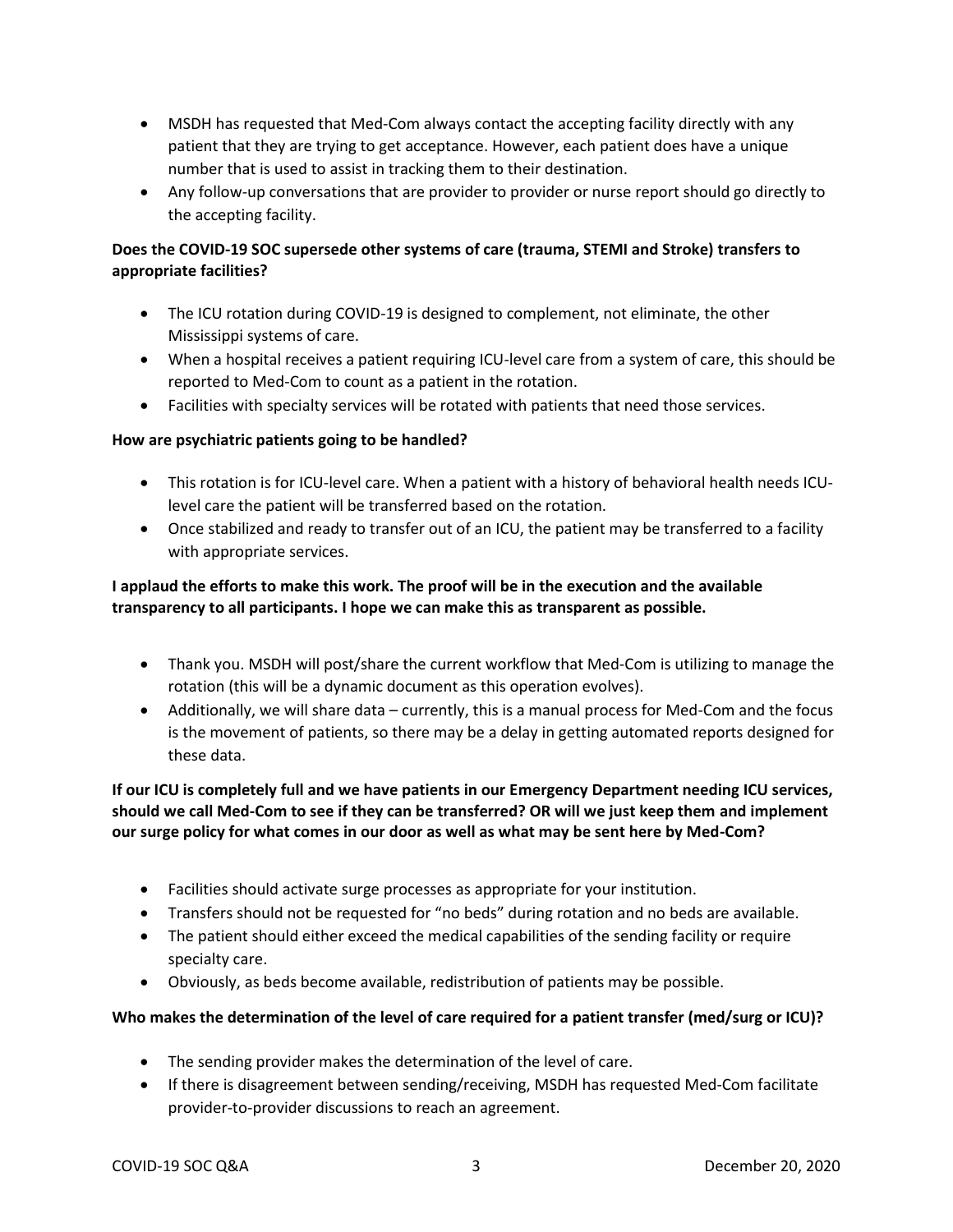- MSDH has requested that Med-Com always contact the accepting facility directly with any patient that they are trying to get acceptance. However, each patient does have a unique number that is used to assist in tracking them to their destination.
- Any follow-up conversations that are provider to provider or nurse report should go directly to the accepting facility.

**Does the COVID-19 SOC supersede other systems of care (trauma, STEMI and Stroke) transfers to appropriate facilities?**

- The ICU rotation during COVID-19 is designed to complement, not eliminate, the other Mississippi systems of care.
- When a hospital receives a patient requiring ICU-level care from a system of care, this should be reported to Med-Com to count as a patient in the rotation.
- Facilities with specialty services will be rotated with patients that need those services.

**How are psychiatric patients going to be handled?**

- This rotation is for ICU-level care. When a patient with a history of behavioral health needs ICU-level care the patient will be transferred based on the rotation.
- Once stabilized and ready to transfer out of an ICU, the patient may be transferred to a facility with appropriate services.

**I applaud the efforts to make this work. The proof will be in the execution and the available transparency to all participants. I hope we can make this as transparent as possible.**

- Thank you. MSDH will post/share the current workflow that Med-Com is utilizing to manage the rotation (this will be a dynamic document as this operation evolves).
- Additionally, we will share data – currently, this is a manual process for Med-Com and the focus is the movement of patients, so there may be a delay in getting automated reports designed for these data.

**If our ICU is completely full and we have patients in our Emergency Department needing ICU services, should we call Med-Com to see if they can be transferred? OR will we just keep them and implement our surge policy for what comes in our door as well as what may be sent here by Med-Com?**

- Facilities should activate surge processes as appropriate for your institution.
- Transfers should not be requested for "no beds" during rotation and no beds are available.
- The patient should either exceed the medical capabilities of the sending facility or require specialty care.
- Obviously, as beds become available, redistribution of patients may be possible.

**Who makes the determination of the level of care required for a patient transfer (med/surg or ICU)?**

- The sending provider makes the determination of the level of care.
- If there is disagreement between sending/receiving, MSDH has requested Med-Com facilitate provider-to-provider discussions to reach an agreement.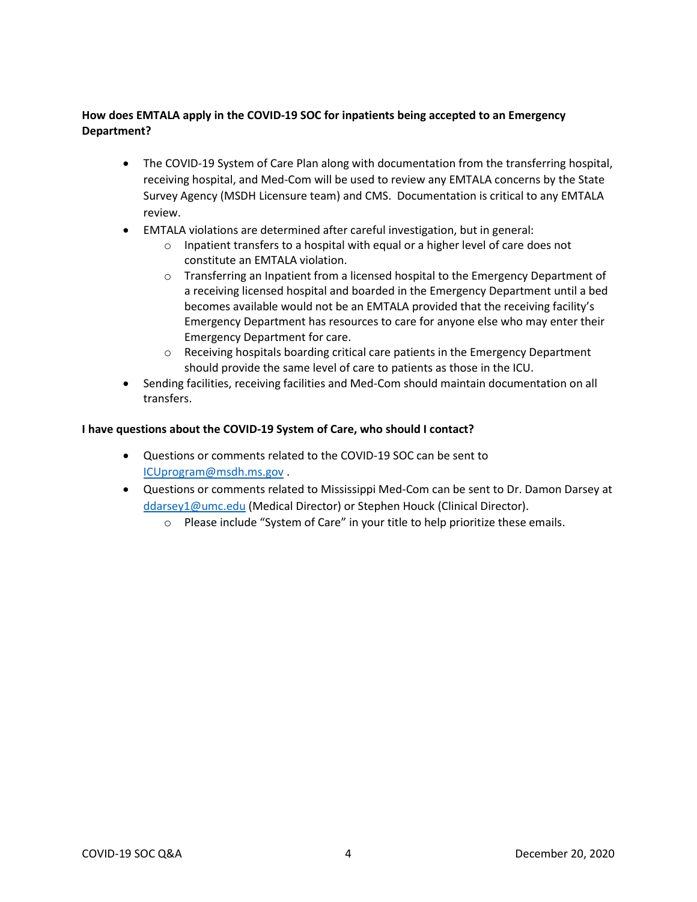**How does EMTALA apply in the COVID-19 SOC for inpatients being accepted to an Emergency Department?**

- The COVID-19 System of Care Plan along with documentation from the transferring hospital, receiving hospital, and Med-Com will be used to review any EMTALA concerns by the State Survey Agency (MSDH Licensure team) and CMS. Documentation is critical to any EMTALA review.
- EMTALA violations are determined after careful investigation, but in general:
  - Inpatient transfers to a hospital with equal or a higher level of care does not constitute an EMTALA violation.
  - Transferring an Inpatient from a licensed hospital to the Emergency Department of a receiving licensed hospital and boarded in the Emergency Department until a bed becomes available would not be an EMTALA provided that the receiving facility's Emergency Department has resources to care for anyone else who may enter their Emergency Department for care.
  - Receiving hospitals boarding critical care patients in the Emergency Department should provide the same level of care to patients as those in the ICU.
- Sending facilities, receiving facilities and Med-Com should maintain documentation on all transfers.

**I have questions about the COVID-19 System of Care, who should I contact?**

- Questions or comments related to the COVID-19 SOC can be sent to ICUprogram@msdh.ms.gov .
- Questions or comments related to Mississippi Med-Com can be sent to Dr. Damon Darsey at ddarsey1@umc.edu (Medical Director) or Stephen Houck (Clinical Director).
  - Please include "System of Care" in your title to help prioritize these emails.